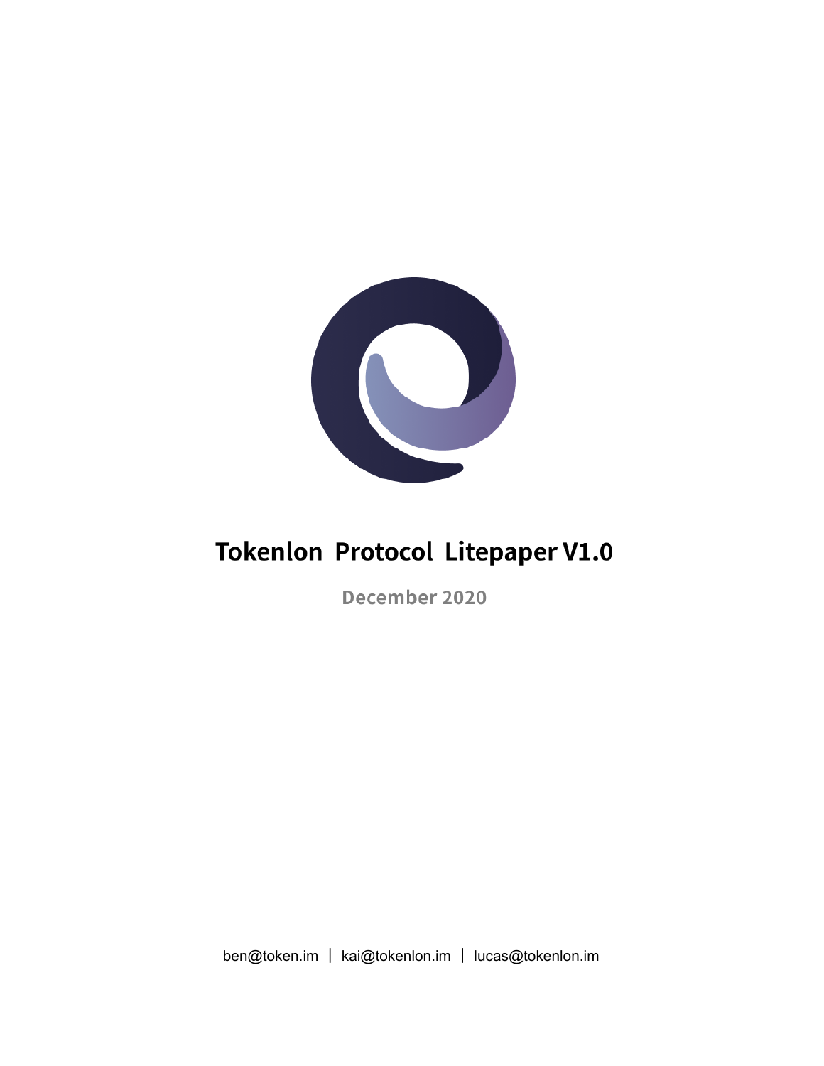# Tokenlon Protocol Litepaper V1.0

**December 2020**

ben@token.im | kai@tokenlon.im | lucas@tokenlon.im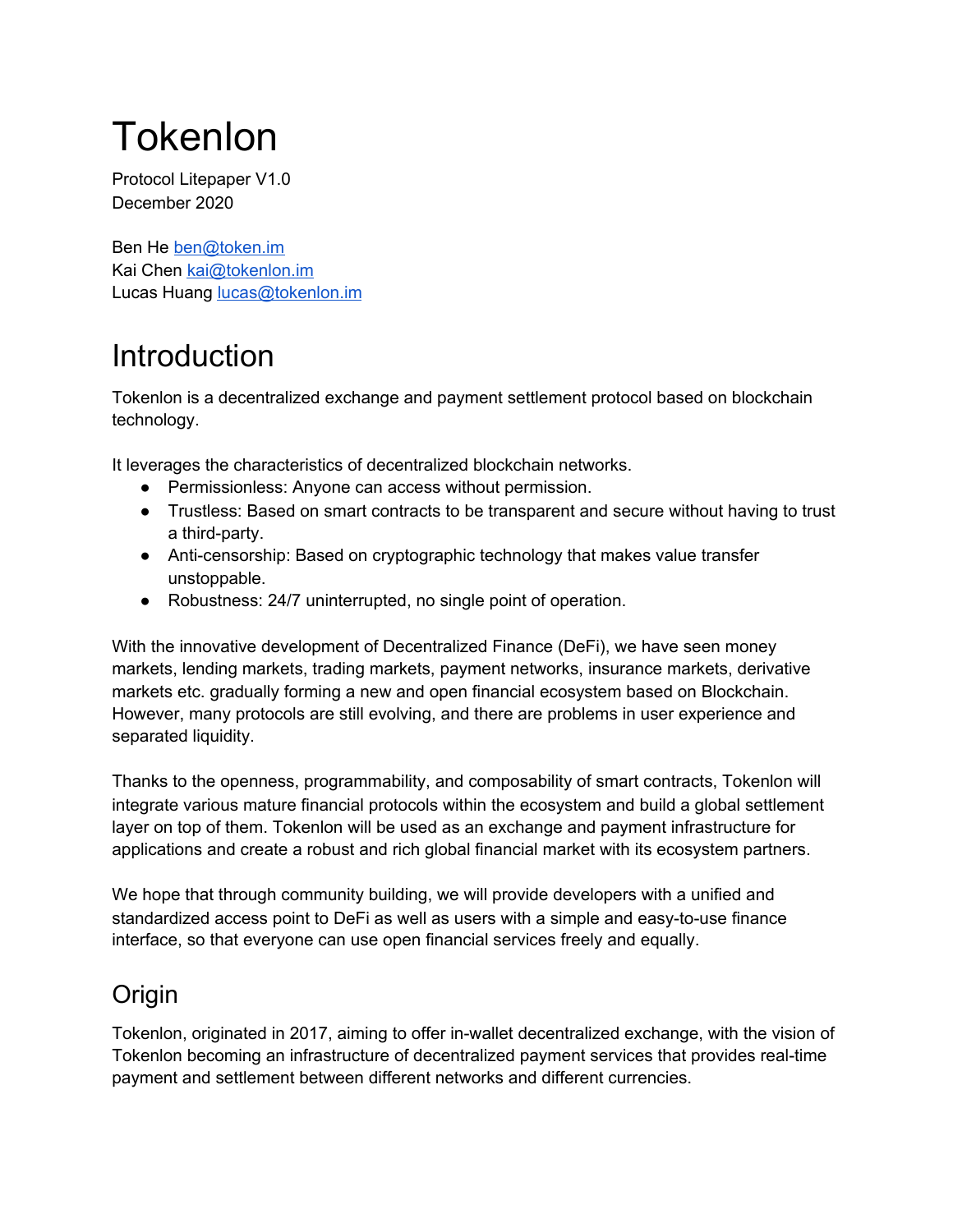# Tokenlon

Protocol Litepaper V1.0
December 2020

Ben He ben@token.im
Kai Chen kai@tokenlon.im
Lucas Huang lucas@tokenlon.im

# Introduction

Tokenlon is a decentralized exchange and payment settlement protocol based on blockchain technology.

It leverages the characteristics of decentralized blockchain networks.

- Permissionless: Anyone can access without permission.
- Trustless: Based on smart contracts to be transparent and secure without having to trust a third-party.
- Anti-censorship: Based on cryptographic technology that makes value transfer unstoppable.
- Robustness: 24/7 uninterrupted, no single point of operation.

With the innovative development of Decentralized Finance (DeFi), we have seen money markets, lending markets, trading markets, payment networks, insurance markets, derivative markets etc. gradually forming a new and open financial ecosystem based on Blockchain. However, many protocols are still evolving, and there are problems in user experience and separated liquidity.

Thanks to the openness, programmability, and composability of smart contracts, Tokenlon will integrate various mature financial protocols within the ecosystem and build a global settlement layer on top of them. Tokenlon will be used as an exchange and payment infrastructure for applications and create a robust and rich global financial market with its ecosystem partners.

We hope that through community building, we will provide developers with a unified and standardized access point to DeFi as well as users with a simple and easy-to-use finance interface, so that everyone can use open financial services freely and equally.

## Origin

Tokenlon, originated in 2017, aiming to offer in-wallet decentralized exchange, with the vision of Tokenlon becoming an infrastructure of decentralized payment services that provides real-time payment and settlement between different networks and different currencies.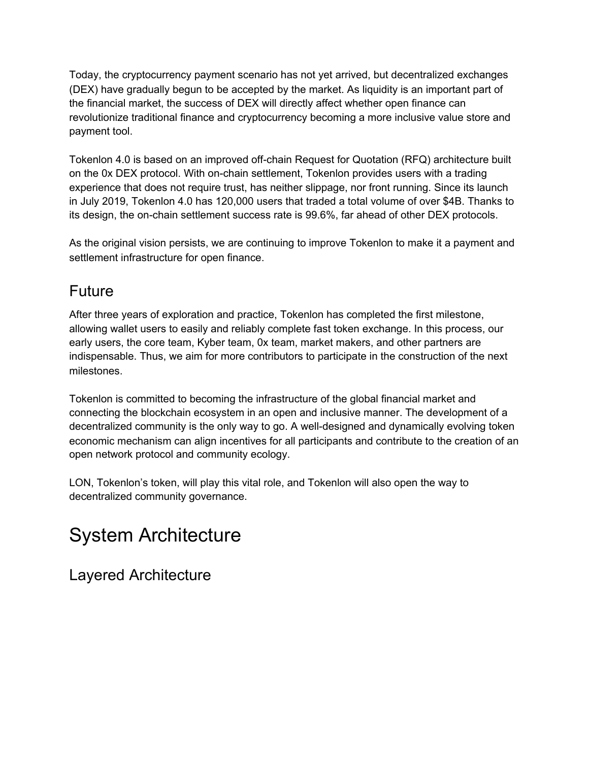Today, the cryptocurrency payment scenario has not yet arrived, but decentralized exchanges (DEX) have gradually begun to be accepted by the market. As liquidity is an important part of the financial market, the success of DEX will directly affect whether open finance can revolutionize traditional finance and cryptocurrency becoming a more inclusive value store and payment tool.

Tokenlon 4.0 is based on an improved off-chain Request for Quotation (RFQ) architecture built on the 0x DEX protocol. With on-chain settlement, Tokenlon provides users with a trading experience that does not require trust, has neither slippage, nor front running. Since its launch in July 2019, Tokenlon 4.0 has 120,000 users that traded a total volume of over $4B. Thanks to its design, the on-chain settlement success rate is 99.6%, far ahead of other DEX protocols.

As the original vision persists, we are continuing to improve Tokenlon to make it a payment and settlement infrastructure for open finance.

## Future

After three years of exploration and practice, Tokenlon has completed the first milestone, allowing wallet users to easily and reliably complete fast token exchange. In this process, our early users, the core team, Kyber team, 0x team, market makers, and other partners are indispensable. Thus, we aim for more contributors to participate in the construction of the next milestones.

Tokenlon is committed to becoming the infrastructure of the global financial market and connecting the blockchain ecosystem in an open and inclusive manner. The development of a decentralized community is the only way to go. A well-designed and dynamically evolving token economic mechanism can align incentives for all participants and contribute to the creation of an open network protocol and community ecology.

LON, Tokenlon's token, will play this vital role, and Tokenlon will also open the way to decentralized community governance.

# System Architecture

## Layered Architecture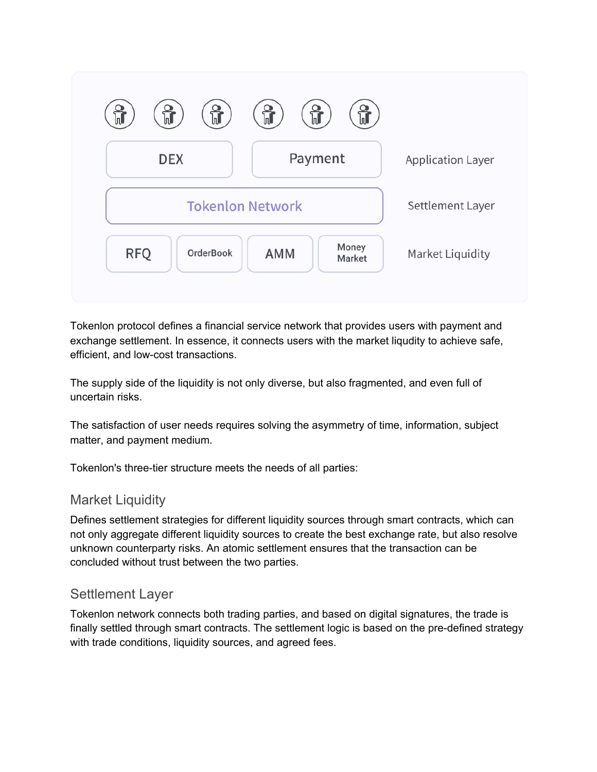Tokenlon protocol defines a financial service network that provides users with payment and exchange settlement. In essence, it connects users with the market liqudity to achieve safe, efficient, and low-cost transactions.

The supply side of the liquidity is not only diverse, but also fragmented, and even full of uncertain risks.

The satisfaction of user needs requires solving the asymmetry of time, information, subject matter, and payment medium.

Tokenlon's three-tier structure meets the needs of all parties:

## Market Liquidity

Defines settlement strategies for different liquidity sources through smart contracts, which can not only aggregate different liquidity sources to create the best exchange rate, but also resolve unknown counterparty risks. An atomic settlement ensures that the transaction can be concluded without trust between the two parties.

## Settlement Layer

Tokenlon network connects both trading parties, and based on digital signatures, the trade is finally settled through smart contracts. The settlement logic is based on the pre-defined strategy with trade conditions, liquidity sources, and agreed fees.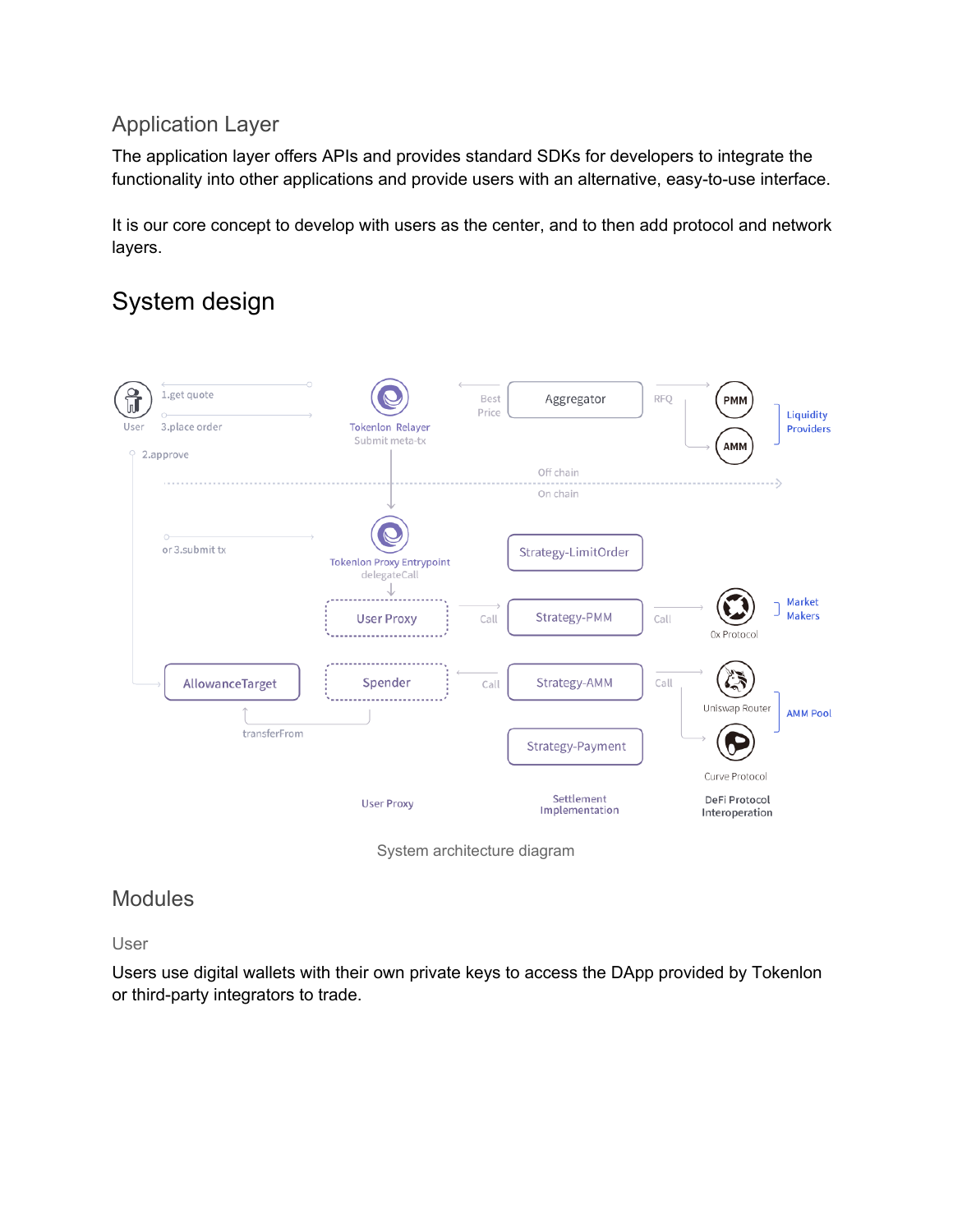## Application Layer

The application layer offers APIs and provides standard SDKs for developers to integrate the functionality into other applications and provide users with an alternative, easy-to-use interface.

It is our core concept to develop with users as the center, and to then add protocol and network layers.

# System design

System architecture diagram

## Modules

### User

Users use digital wallets with their own private keys to access the DApp provided by Tokenlon or third-party integrators to trade.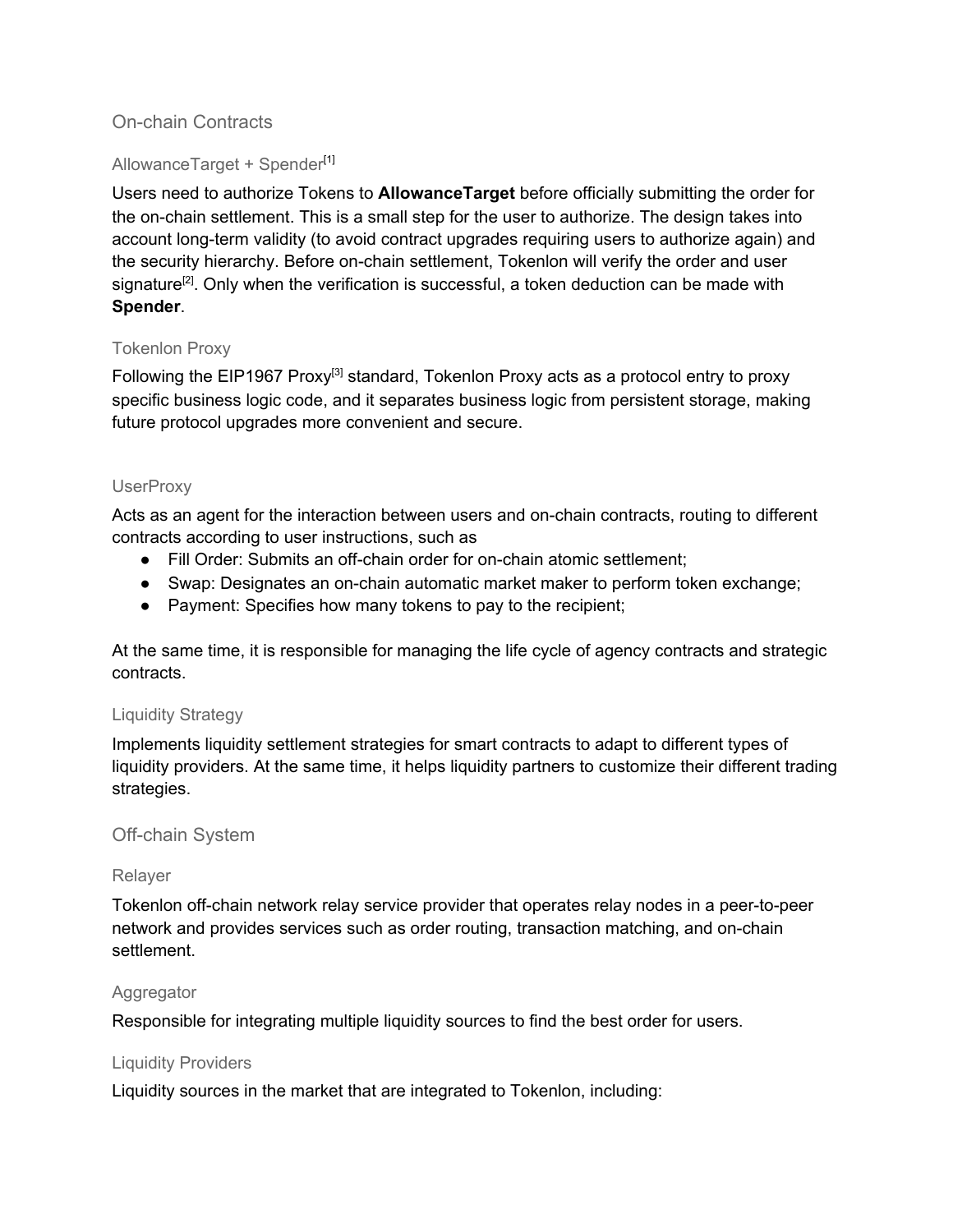## On-chain Contracts

### AllowanceTarget + Spender[1]

Users need to authorize Tokens to **AllowanceTarget** before officially submitting the order for the on-chain settlement. This is a small step for the user to authorize. The design takes into account long-term validity (to avoid contract upgrades requiring users to authorize again) and the security hierarchy. Before on-chain settlement, Tokenlon will verify the order and user signature[2]. Only when the verification is successful, a token deduction can be made with **Spender**.

### Tokenlon Proxy

Following the EIP1967 Proxy[3] standard, Tokenlon Proxy acts as a protocol entry to proxy specific business logic code, and it separates business logic from persistent storage, making future protocol upgrades more convenient and secure.

### UserProxy

Acts as an agent for the interaction between users and on-chain contracts, routing to different contracts according to user instructions, such as

- Fill Order: Submits an off-chain order for on-chain atomic settlement;
- Swap: Designates an on-chain automatic market maker to perform token exchange;
- Payment: Specifies how many tokens to pay to the recipient;

At the same time, it is responsible for managing the life cycle of agency contracts and strategic contracts.

### Liquidity Strategy

Implements liquidity settlement strategies for smart contracts to adapt to different types of liquidity providers. At the same time, it helps liquidity partners to customize their different trading strategies.

## Off-chain System

### Relayer

Tokenlon off-chain network relay service provider that operates relay nodes in a peer-to-peer network and provides services such as order routing, transaction matching, and on-chain settlement.

### Aggregator

Responsible for integrating multiple liquidity sources to find the best order for users.

### Liquidity Providers

Liquidity sources in the market that are integrated to Tokenlon, including: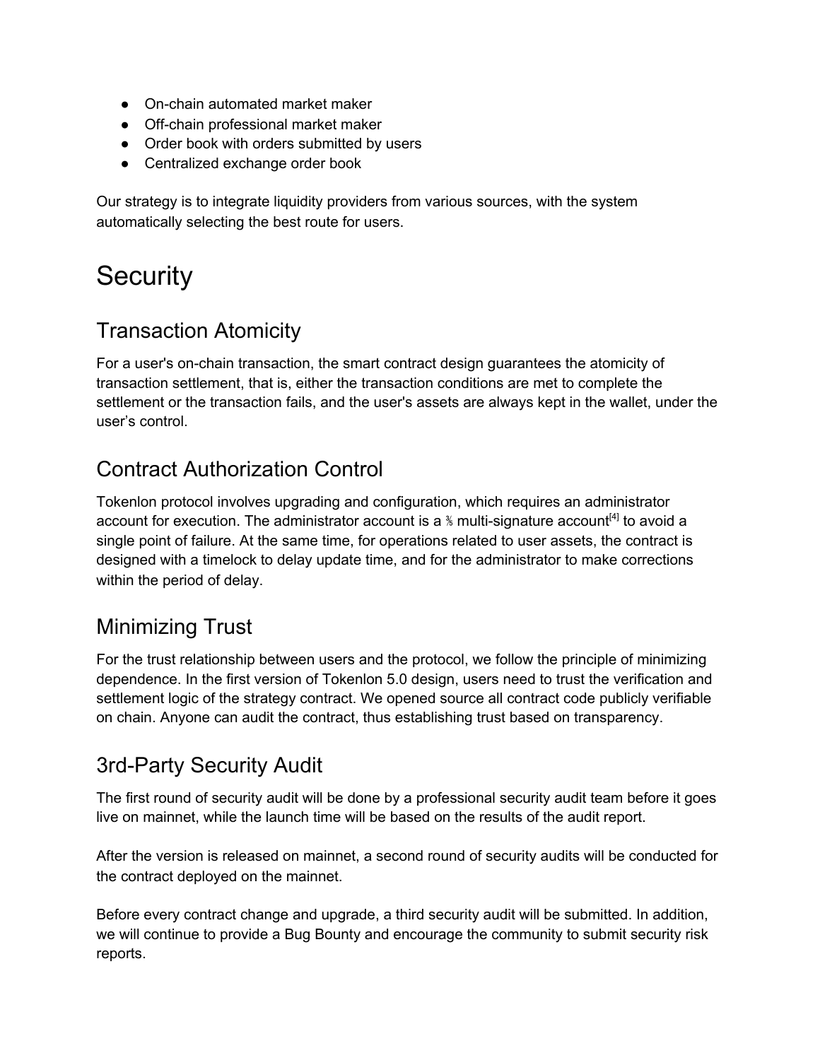- On-chain automated market maker
- Off-chain professional market maker
- Order book with orders submitted by users
- Centralized exchange order book

Our strategy is to integrate liquidity providers from various sources, with the system automatically selecting the best route for users.

# Security

## Transaction Atomicity

For a user's on-chain transaction, the smart contract design guarantees the atomicity of transaction settlement, that is, either the transaction conditions are met to complete the settlement or the transaction fails, and the user's assets are always kept in the wallet, under the user's control.

## Contract Authorization Control

Tokenlon protocol involves upgrading and configuration, which requires an administrator account for execution. The administrator account is a ⅗ multi-signature account[4] to avoid a single point of failure. At the same time, for operations related to user assets, the contract is designed with a timelock to delay update time, and for the administrator to make corrections within the period of delay.

## Minimizing Trust

For the trust relationship between users and the protocol, we follow the principle of minimizing dependence. In the first version of Tokenlon 5.0 design, users need to trust the verification and settlement logic of the strategy contract. We opened source all contract code publicly verifiable on chain. Anyone can audit the contract, thus establishing trust based on transparency.

## 3rd-Party Security Audit

The first round of security audit will be done by a professional security audit team before it goes live on mainnet, while the launch time will be based on the results of the audit report.

After the version is released on mainnet, a second round of security audits will be conducted for the contract deployed on the mainnet.

Before every contract change and upgrade, a third security audit will be submitted. In addition, we will continue to provide a Bug Bounty and encourage the community to submit security risk reports.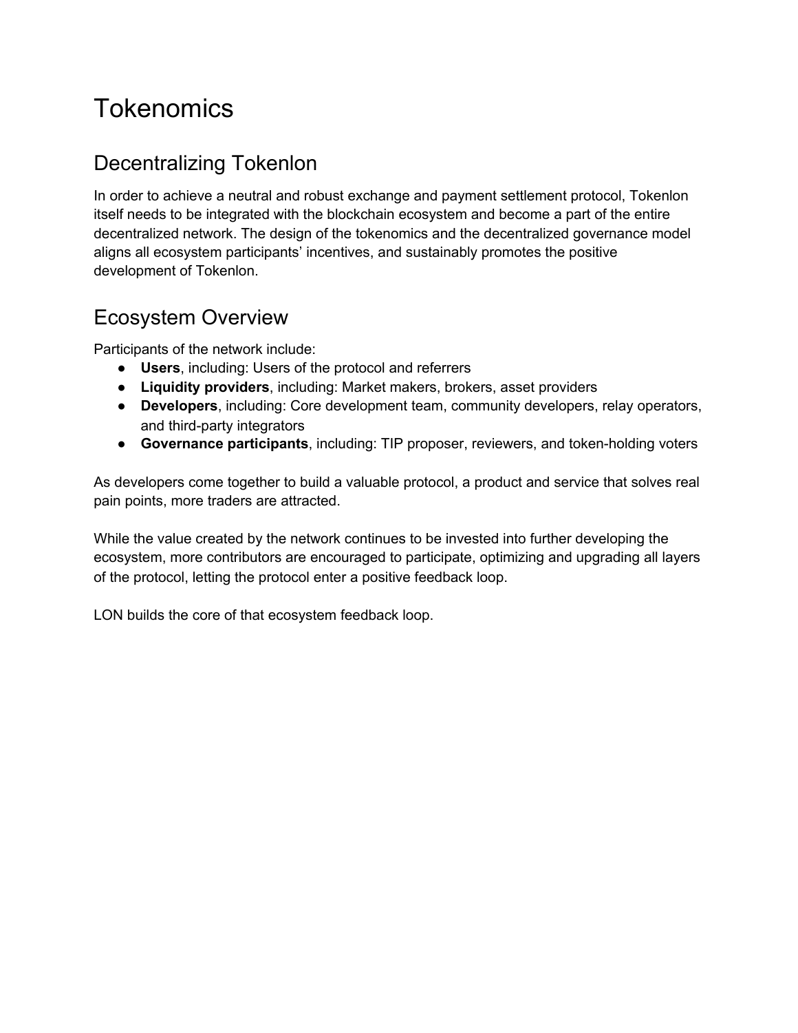# Tokenomics

## Decentralizing Tokenlon

In order to achieve a neutral and robust exchange and payment settlement protocol, Tokenlon itself needs to be integrated with the blockchain ecosystem and become a part of the entire decentralized network. The design of the tokenomics and the decentralized governance model aligns all ecosystem participants' incentives, and sustainably promotes the positive development of Tokenlon.

## Ecosystem Overview

Participants of the network include:

- **Users**, including: Users of the protocol and referrers
- **Liquidity providers**, including: Market makers, brokers, asset providers
- **Developers**, including: Core development team, community developers, relay operators, and third-party integrators
- **Governance participants**, including: TIP proposer, reviewers, and token-holding voters

As developers come together to build a valuable protocol, a product and service that solves real pain points, more traders are attracted.

While the value created by the network continues to be invested into further developing the ecosystem, more contributors are encouraged to participate, optimizing and upgrading all layers of the protocol, letting the protocol enter a positive feedback loop.

LON builds the core of that ecosystem feedback loop.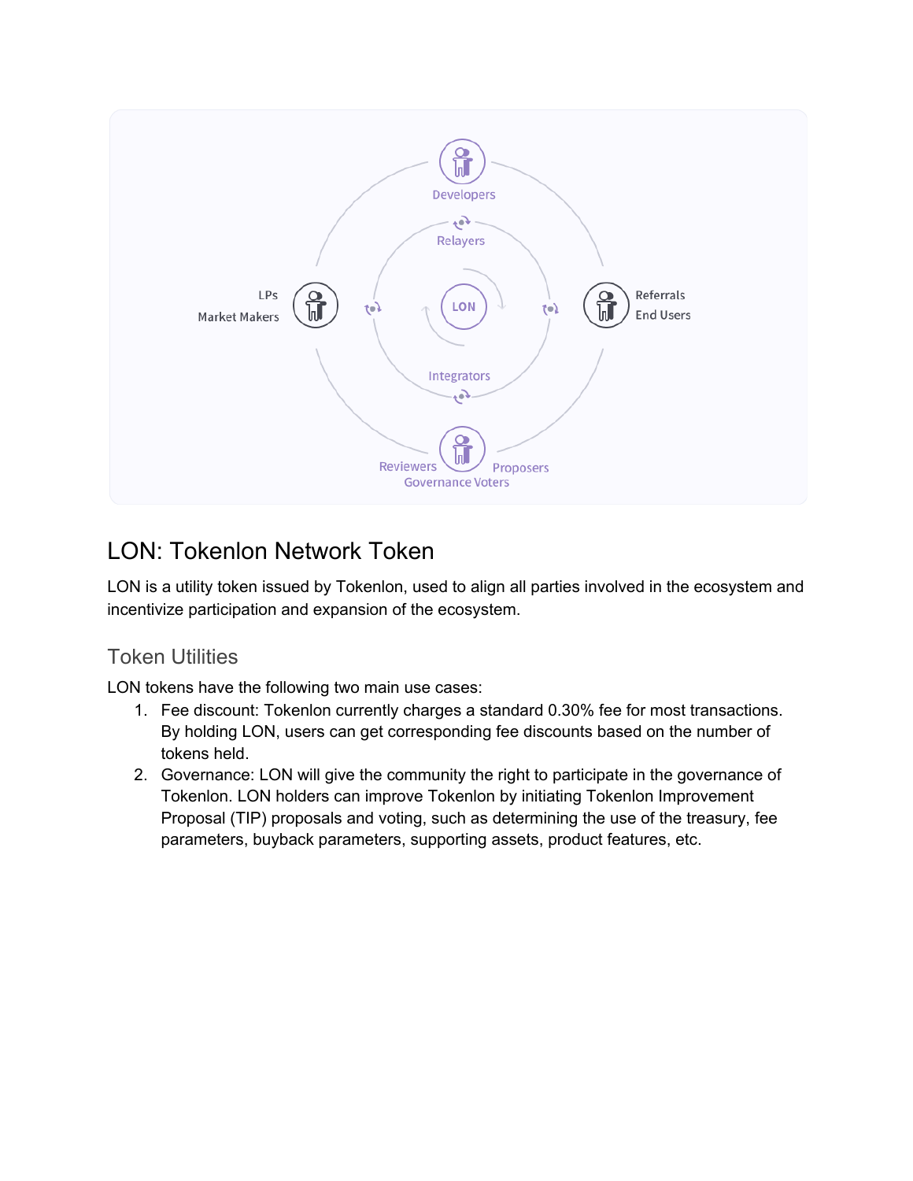# LON: Tokenlon Network Token

LON is a utility token issued by Tokenlon, used to align all parties involved in the ecosystem and incentivize participation and expansion of the ecosystem.

## Token Utilities

LON tokens have the following two main use cases:

1. Fee discount: Tokenlon currently charges a standard 0.30% fee for most transactions. By holding LON, users can get corresponding fee discounts based on the number of tokens held.
2. Governance: LON will give the community the right to participate in the governance of Tokenlon. LON holders can improve Tokenlon by initiating Tokenlon Improvement Proposal (TIP) proposals and voting, such as determining the use of the treasury, fee parameters, buyback parameters, supporting assets, product features, etc.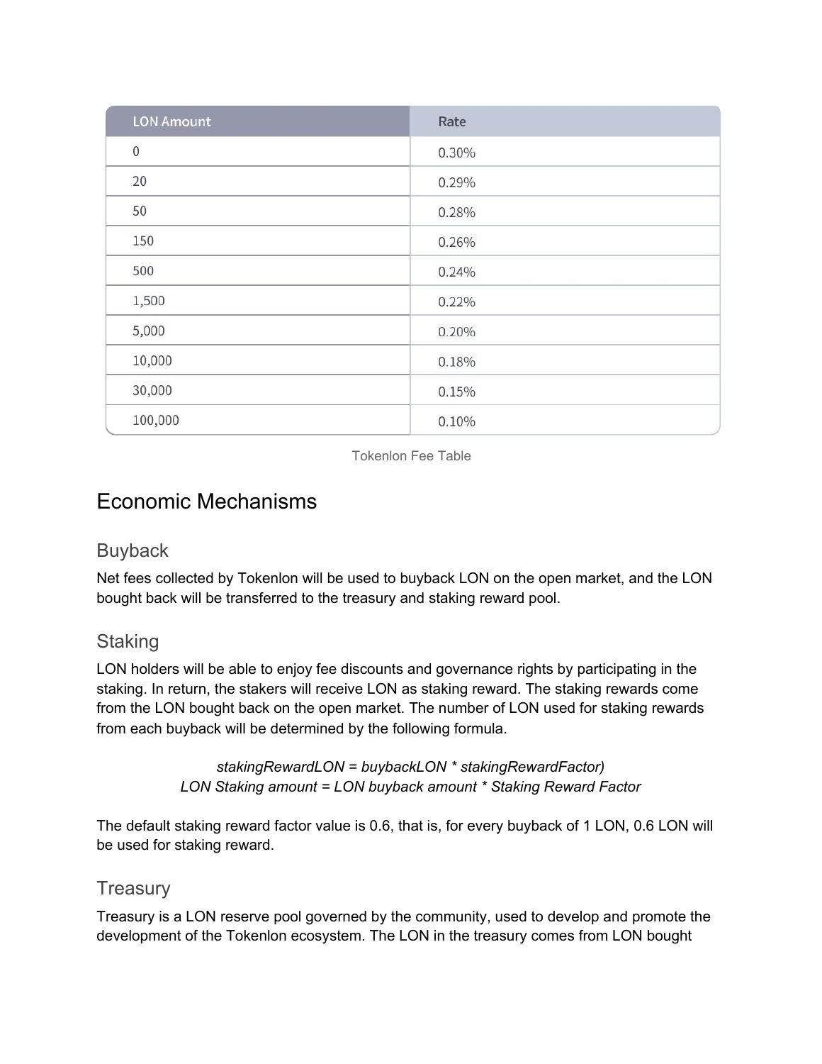| LON Amount | Rate |
| --- | --- |
| 0 | 0.30% |
| 20 | 0.29% |
| 50 | 0.28% |
| 150 | 0.26% |
| 500 | 0.24% |
| 1,500 | 0.22% |
| 5,000 | 0.20% |
| 10,000 | 0.18% |
| 30,000 | 0.15% |
| 100,000 | 0.10% |

Tokenlon Fee Table

## Economic Mechanisms

### Buyback

Net fees collected by Tokenlon will be used to buyback LON on the open market, and the LON bought back will be transferred to the treasury and staking reward pool.

### Staking

LON holders will be able to enjoy fee discounts and governance rights by participating in the staking. In return, the stakers will receive LON as staking reward. The staking rewards come from the LON bought back on the open market. The number of LON used for staking rewards from each buyback will be determined by the following formula.

*stakingRewardLON = buybackLON * stakingRewardFactor)*
*LON Staking amount = LON buyback amount * Staking Reward Factor*

The default staking reward factor value is 0.6, that is, for every buyback of 1 LON, 0.6 LON will be used for staking reward.

### Treasury

Treasury is a LON reserve pool governed by the community, used to develop and promote the development of the Tokenlon ecosystem. The LON in the treasury comes from LON bought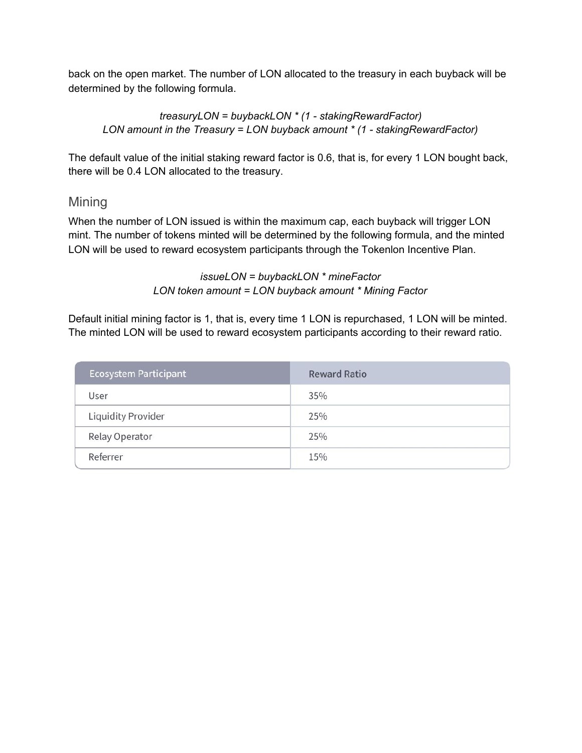back on the open market. The number of LON allocated to the treasury in each buyback will be determined by the following formula.

$$treasuryLON = buybackLON * (1 - stakingRewardFactor)$$
$$\text{LON amount in the Treasury} = \text{LON buyback amount} * (1 - stakingRewardFactor)$$

The default value of the initial staking reward factor is 0.6, that is, for every 1 LON bought back, there will be 0.4 LON allocated to the treasury.

## Mining

When the number of LON issued is within the maximum cap, each buyback will trigger LON mint. The number of tokens minted will be determined by the following formula, and the minted LON will be used to reward ecosystem participants through the Tokenlon Incentive Plan.

$$issueLON = buybackLON * mineFactor$$
$$\text{LON token amount} = \text{LON buyback amount} * \text{Mining Factor}$$

Default initial mining factor is 1, that is, every time 1 LON is repurchased, 1 LON will be minted. The minted LON will be used to reward ecosystem participants according to their reward ratio.

| Ecosystem Participant | Reward Ratio |
| --- | --- |
| User | 35% |
| Liquidity Provider | 25% |
| Relay Operator | 25% |
| Referrer | 15% |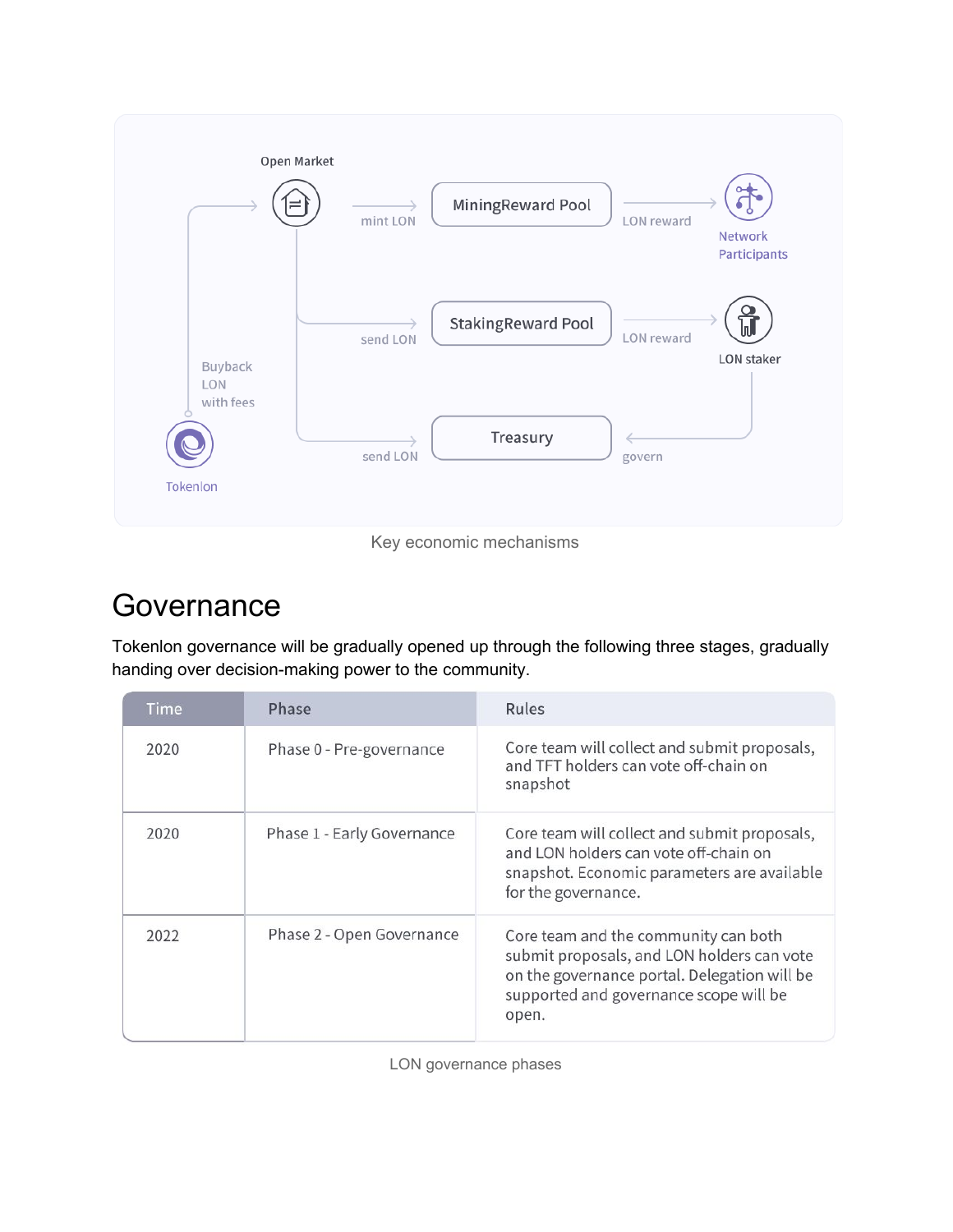Key economic mechanisms

# Governance

Tokenlon governance will be gradually opened up through the following three stages, gradually handing over decision-making power to the community.

| Time | Phase | Rules |
| --- | --- | --- |
| 2020 | Phase 0 - Pre-governance | Core team will collect and submit proposals, and TFT holders can vote off-chain on snapshot |
| 2020 | Phase 1 - Early Governance | Core team will collect and submit proposals, and LON holders can vote off-chain on snapshot. Economic parameters are available for the governance. |
| 2022 | Phase 2 - Open Governance | Core team and the community can both submit proposals, and LON holders can vote on the governance portal. Delegation will be supported and governance scope will be open. |

LON governance phases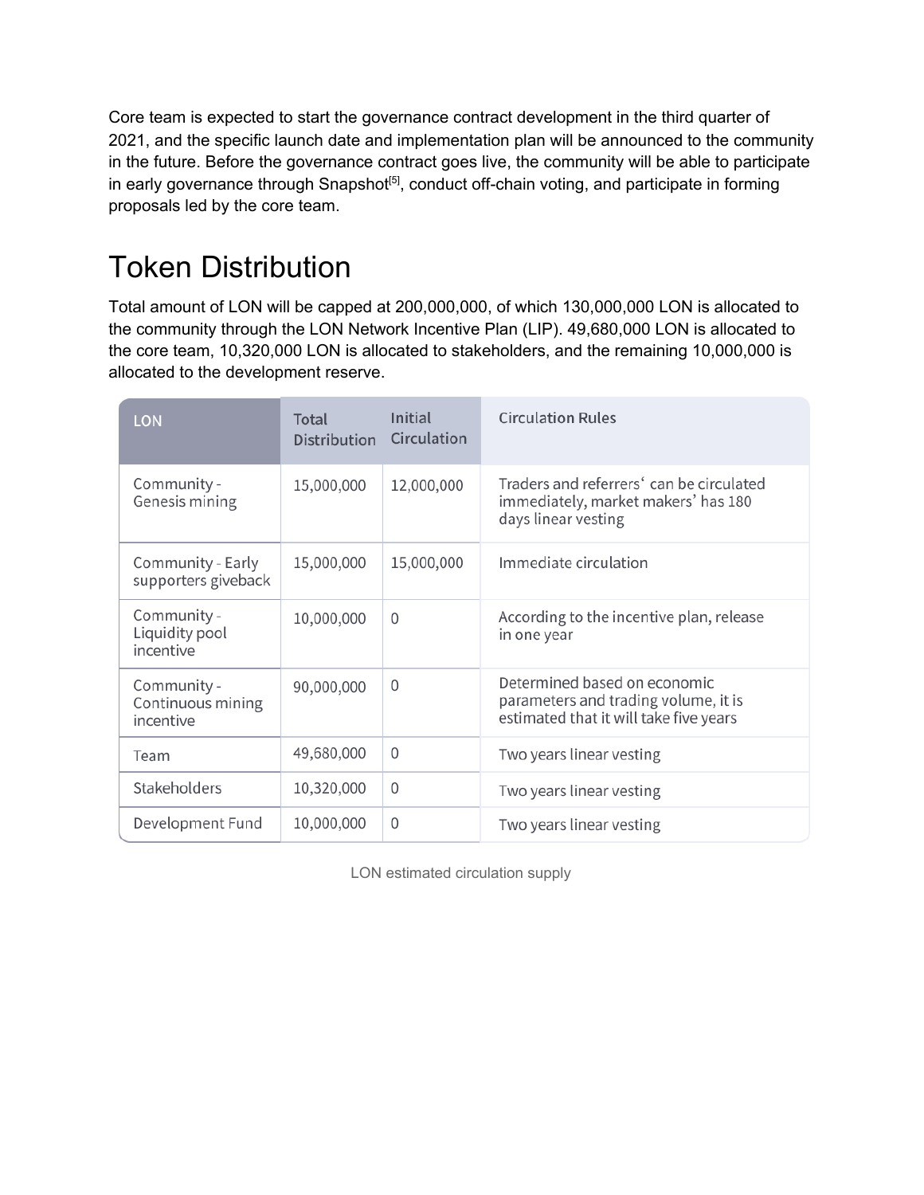Core team is expected to start the governance contract development in the third quarter of 2021, and the specific launch date and implementation plan will be announced to the community in the future. Before the governance contract goes live, the community will be able to participate in early governance through Snapshot[5], conduct off-chain voting, and participate in forming proposals led by the core team.

# Token Distribution

Total amount of LON will be capped at 200,000,000, of which 130,000,000 LON is allocated to the community through the LON Network Incentive Plan (LIP). 49,680,000 LON is allocated to the core team, 10,320,000 LON is allocated to stakeholders, and the remaining 10,000,000 is allocated to the development reserve.

| LON | Total Distribution | Initial Circulation | Circulation Rules |
| --- | --- | --- | --- |
| Community - Genesis mining | 15,000,000 | 12,000,000 | Traders and referrers' can be circulated immediately, market makers' has 180 days linear vesting |
| Community - Early supporters giveback | 15,000,000 | 15,000,000 | Immediate circulation |
| Community - Liquidity pool incentive | 10,000,000 | 0 | According to the incentive plan, release in one year |
| Community - Continuous mining incentive | 90,000,000 | 0 | Determined based on economic parameters and trading volume, it is estimated that it will take five years |
| Team | 49,680,000 | 0 | Two years linear vesting |
| Stakeholders | 10,320,000 | 0 | Two years linear vesting |
| Development Fund | 10,000,000 | 0 | Two years linear vesting |

LON estimated circulation supply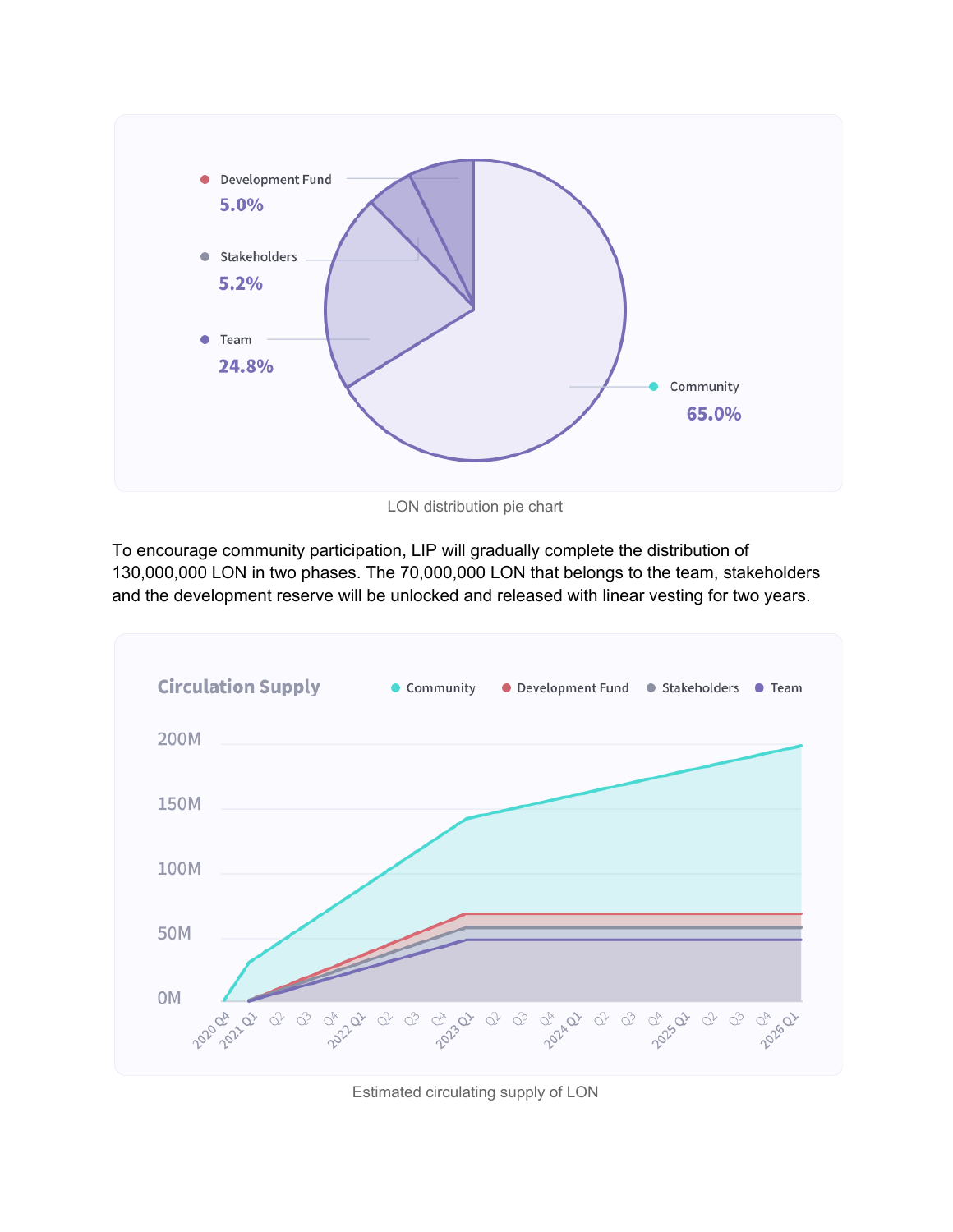LON distribution pie chart

To encourage community participation, LIP will gradually complete the distribution of 130,000,000 LON in two phases. The 70,000,000 LON that belongs to the team, stakeholders and the development reserve will be unlocked and released with linear vesting for two years.

Estimated circulating supply of LON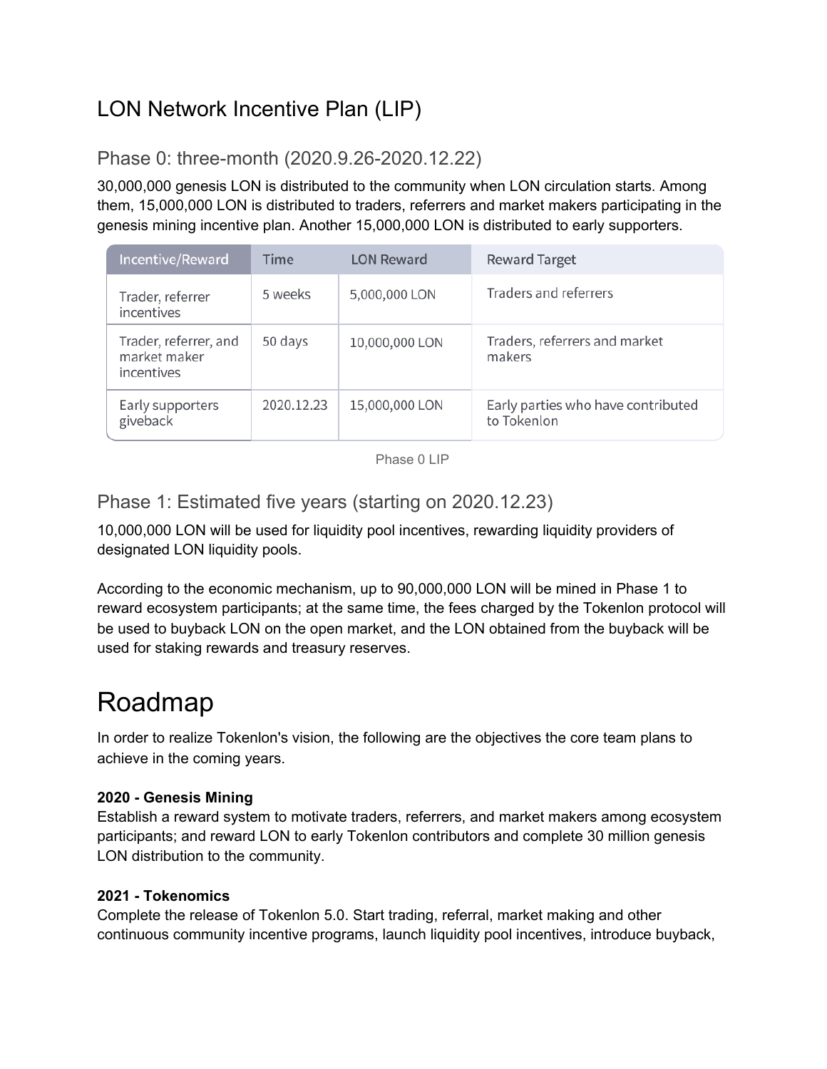## LON Network Incentive Plan (LIP)

### Phase 0: three-month (2020.9.26-2020.12.22)

30,000,000 genesis LON is distributed to the community when LON circulation starts. Among them, 15,000,000 LON is distributed to traders, referrers and market makers participating in the genesis mining incentive plan. Another 15,000,000 LON is distributed to early supporters.

| Incentive/Reward | Time | LON Reward | Reward Target |
| --- | --- | --- | --- |
| Trader, referrer incentives | 5 weeks | 5,000,000 LON | Traders and referrers |
| Trader, referrer, and market maker incentives | 50 days | 10,000,000 LON | Traders, referrers and market makers |
| Early supporters giveback | 2020.12.23 | 15,000,000 LON | Early parties who have contributed to Tokenlon |

Phase 0 LIP

### Phase 1: Estimated five years (starting on 2020.12.23)

10,000,000 LON will be used for liquidity pool incentives, rewarding liquidity providers of designated LON liquidity pools.

According to the economic mechanism, up to 90,000,000 LON will be mined in Phase 1 to reward ecosystem participants; at the same time, the fees charged by the Tokenlon protocol will be used to buyback LON on the open market, and the LON obtained from the buyback will be used for staking rewards and treasury reserves.

# Roadmap

In order to realize Tokenlon's vision, the following are the objectives the core team plans to achieve in the coming years.

**2020 - Genesis Mining**
Establish a reward system to motivate traders, referrers, and market makers among ecosystem participants; and reward LON to early Tokenlon contributors and complete 30 million genesis LON distribution to the community.

**2021 - Tokenomics**
Complete the release of Tokenlon 5.0. Start trading, referral, market making and other continuous community incentive programs, launch liquidity pool incentives, introduce buyback,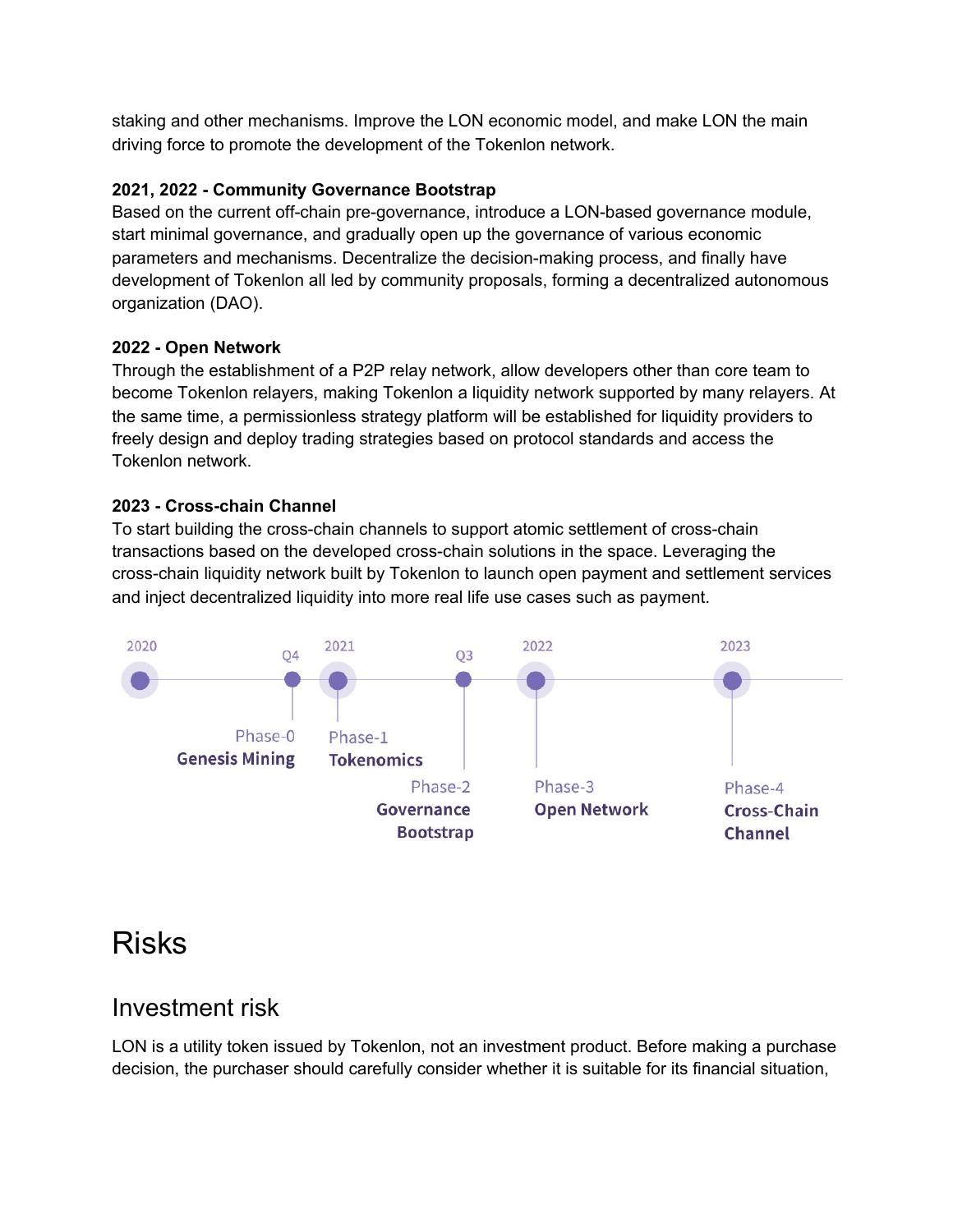staking and other mechanisms. Improve the LON economic model, and make LON the main driving force to promote the development of the Tokenlon network.

**2021, 2022 - Community Governance Bootstrap**

Based on the current off-chain pre-governance, introduce a LON-based governance module, start minimal governance, and gradually open up the governance of various economic parameters and mechanisms. Decentralize the decision-making process, and finally have development of Tokenlon all led by community proposals, forming a decentralized autonomous organization (DAO).

**2022 - Open Network**

Through the establishment of a P2P relay network, allow developers other than core team to become Tokenlon relayers, making Tokenlon a liquidity network supported by many relayers. At the same time, a permissionless strategy platform will be established for liquidity providers to freely design and deploy trading strategies based on protocol standards and access the Tokenlon network.

**2023 - Cross-chain Channel**

To start building the cross-chain channels to support atomic settlement of cross-chain transactions based on the developed cross-chain solutions in the space. Leveraging the cross-chain liquidity network built by Tokenlon to launch open payment and settlement services and inject decentralized liquidity into more real life use cases such as payment.

2020 — Q4: Phase-0 **Genesis Mining**

2021: Phase-1 **Tokenomics**

Q3: Phase-2 **Governance Bootstrap**

2022: Phase-3 **Open Network**

2023: Phase-4 **Cross-Chain Channel**

# Risks

## Investment risk

LON is a utility token issued by Tokenlon, not an investment product. Before making a purchase decision, the purchaser should carefully consider whether it is suitable for its financial situation,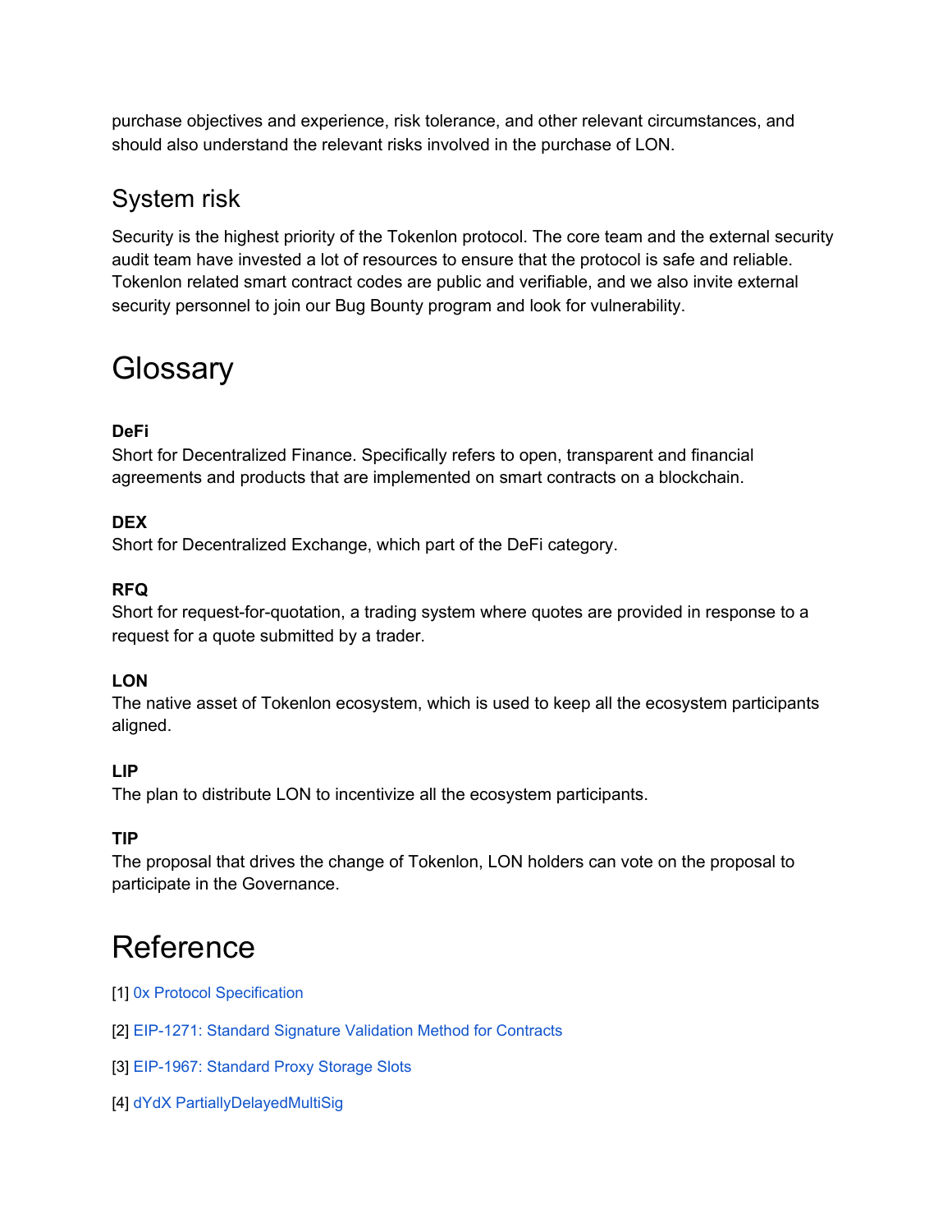purchase objectives and experience, risk tolerance, and other relevant circumstances, and should also understand the relevant risks involved in the purchase of LON.

## System risk

Security is the highest priority of the Tokenlon protocol. The core team and the external security audit team have invested a lot of resources to ensure that the protocol is safe and reliable. Tokenlon related smart contract codes are public and verifiable, and we also invite external security personnel to join our Bug Bounty program and look for vulnerability.

# Glossary

**DeFi**
Short for Decentralized Finance. Specifically refers to open, transparent and financial agreements and products that are implemented on smart contracts on a blockchain.

**DEX**
Short for Decentralized Exchange, which part of the DeFi category.

**RFQ**
Short for request-for-quotation, a trading system where quotes are provided in response to a request for a quote submitted by a trader.

**LON**
The native asset of Tokenlon ecosystem, which is used to keep all the ecosystem participants aligned.

**LIP**
The plan to distribute LON to incentivize all the ecosystem participants.

**TIP**
The proposal that drives the change of Tokenlon, LON holders can vote on the proposal to participate in the Governance.

# Reference

[1] 0x Protocol Specification

[2] EIP-1271: Standard Signature Validation Method for Contracts

[3] EIP-1967: Standard Proxy Storage Slots

[4] dYdX PartiallyDelayedMultiSig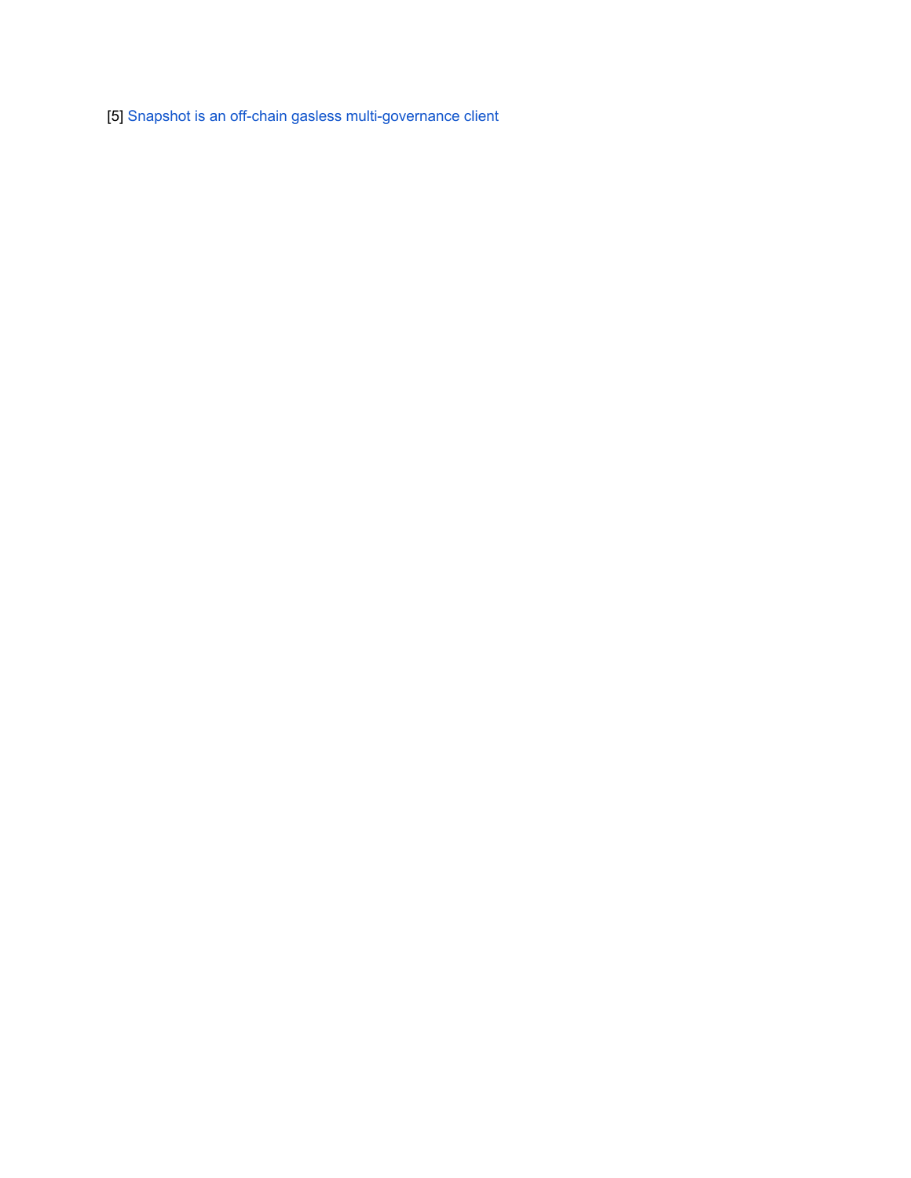[5] Snapshot is an off-chain gasless multi-governance client